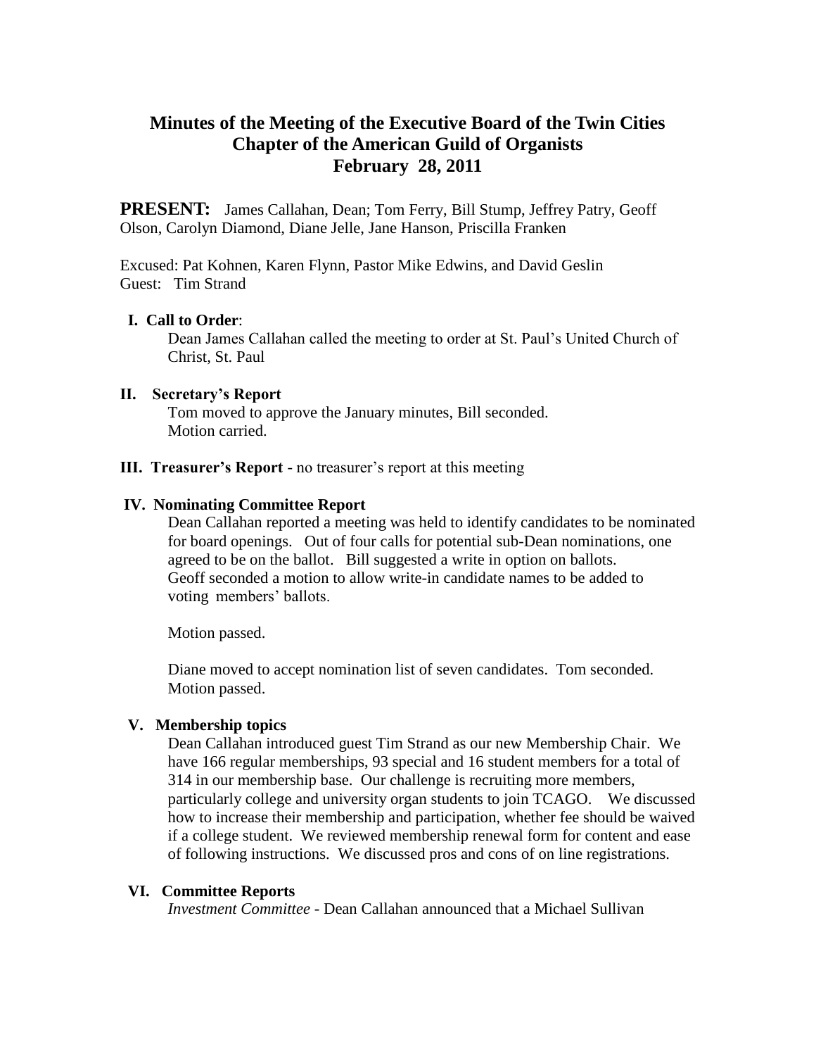# Minutes of the Meeting of the Executive Board of the Twin Cities Chapter of the American Guild of Organists
## February 28, 2011

**PRESENT:** James Callahan, Dean; Tom Ferry, Bill Stump, Jeffrey Patry, Geoff Olson, Carolyn Diamond, Diane Jelle, Jane Hanson, Priscilla Franken

Excused: Pat Kohnen, Karen Flynn, Pastor Mike Edwins, and David Geslin
Guest: Tim Strand

**I. Call to Order**:

Dean James Callahan called the meeting to order at St. Paul's United Church of Christ, St. Paul

**II. Secretary's Report**

Tom moved to approve the January minutes, Bill seconded.
Motion carried.

**III. Treasurer's Report** - no treasurer's report at this meeting

**IV. Nominating Committee Report**

Dean Callahan reported a meeting was held to identify candidates to be nominated for board openings. Out of four calls for potential sub-Dean nominations, one agreed to be on the ballot. Bill suggested a write in option on ballots. Geoff seconded a motion to allow write-in candidate names to be added to voting members' ballots.

Motion passed.

Diane moved to accept nomination list of seven candidates. Tom seconded.
Motion passed.

**V. Membership topics**

Dean Callahan introduced guest Tim Strand as our new Membership Chair. We have 166 regular memberships, 93 special and 16 student members for a total of 314 in our membership base. Our challenge is recruiting more members, particularly college and university organ students to join TCAGO. We discussed how to increase their membership and participation, whether fee should be waived if a college student. We reviewed membership renewal form for content and ease of following instructions. We discussed pros and cons of on line registrations.

**VI. Committee Reports**

*Investment Committee* - Dean Callahan announced that a Michael Sullivan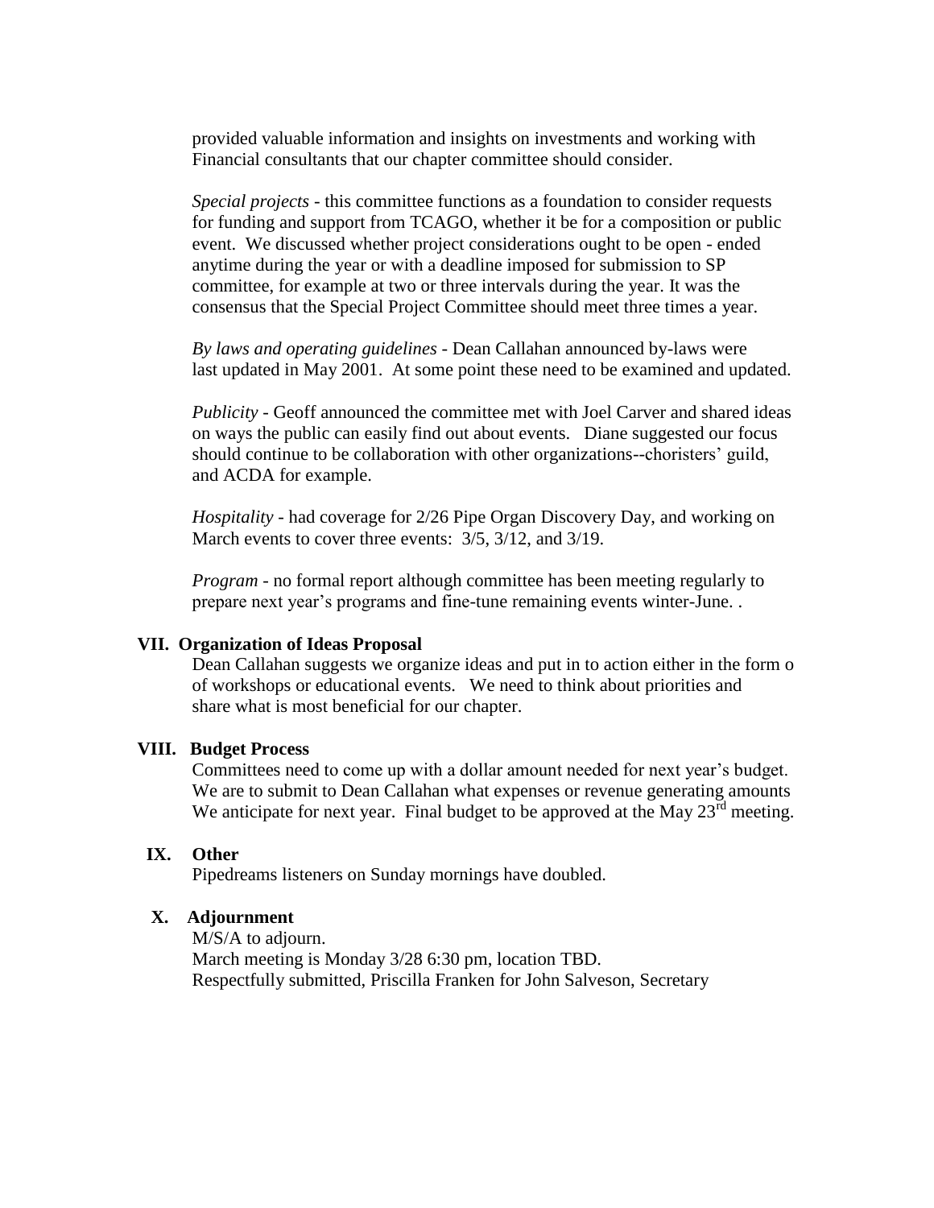provided valuable information and insights on investments and working with Financial consultants that our chapter committee should consider.

*Special projects* - this committee functions as a foundation to consider requests for funding and support from TCAGO, whether it be for a composition or public event. We discussed whether project considerations ought to be open - ended anytime during the year or with a deadline imposed for submission to SP committee, for example at two or three intervals during the year. It was the consensus that the Special Project Committee should meet three times a year.

*By laws and operating guidelines* - Dean Callahan announced by-laws were last updated in May 2001. At some point these need to be examined and updated.

*Publicity* - Geoff announced the committee met with Joel Carver and shared ideas on ways the public can easily find out about events. Diane suggested our focus should continue to be collaboration with other organizations--choristers' guild, and ACDA for example.

*Hospitality* - had coverage for 2/26 Pipe Organ Discovery Day, and working on March events to cover three events: 3/5, 3/12, and 3/19.

*Program* - no formal report although committee has been meeting regularly to prepare next year's programs and fine-tune remaining events winter-June. .

**VII. Organization of Ideas Proposal**

Dean Callahan suggests we organize ideas and put in to action either in the form o of workshops or educational events. We need to think about priorities and share what is most beneficial for our chapter.

**VIII. Budget Process**

Committees need to come up with a dollar amount needed for next year's budget. We are to submit to Dean Callahan what expenses or revenue generating amounts We anticipate for next year. Final budget to be approved at the May 23rd meeting.

**IX. Other**

Pipedreams listeners on Sunday mornings have doubled.

**X. Adjournment**

M/S/A to adjourn.
March meeting is Monday 3/28 6:30 pm, location TBD.
Respectfully submitted, Priscilla Franken for John Salveson, Secretary